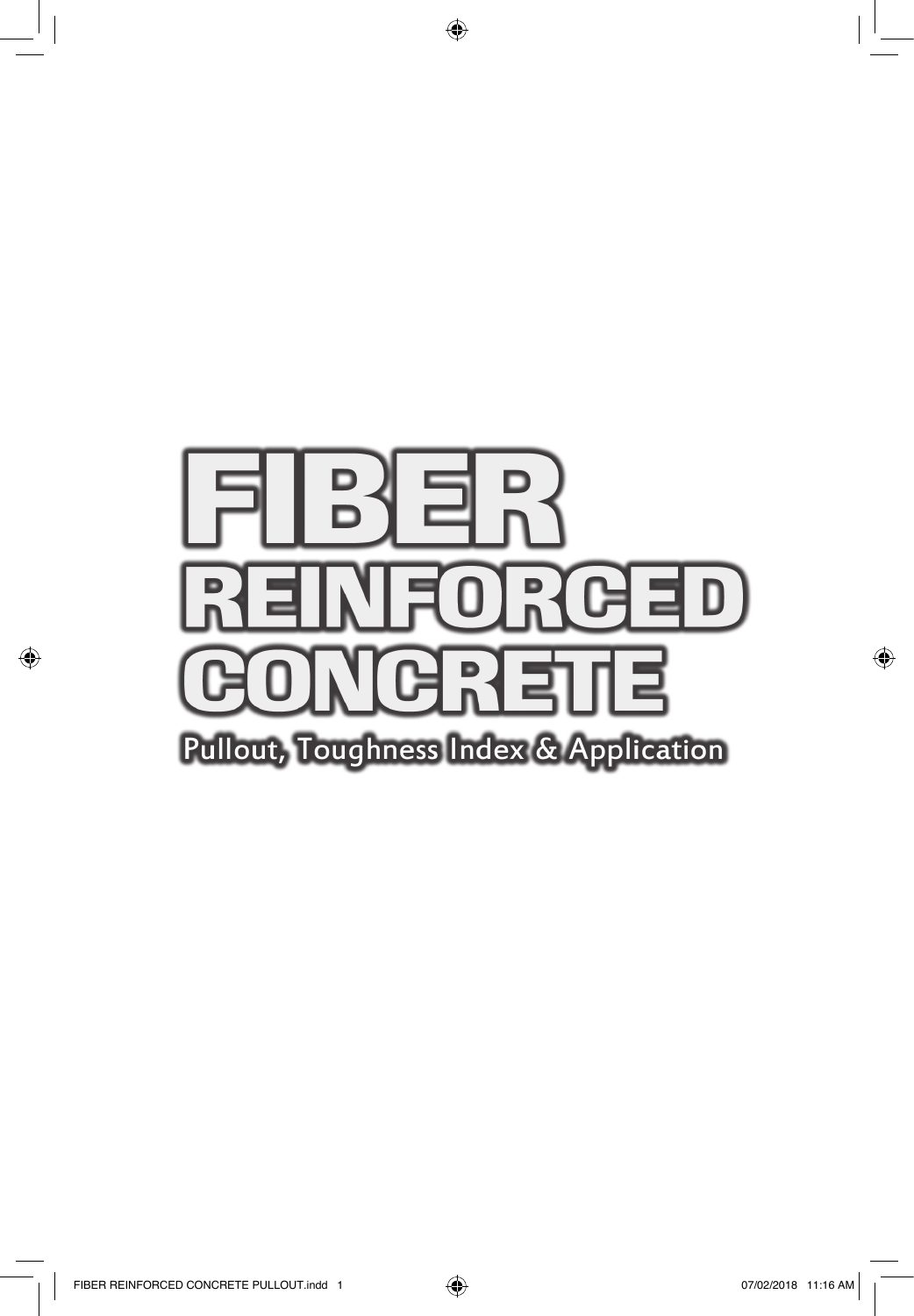# FIBER REINFORCED CONCRETE

## Pullout, Toughness Index & Application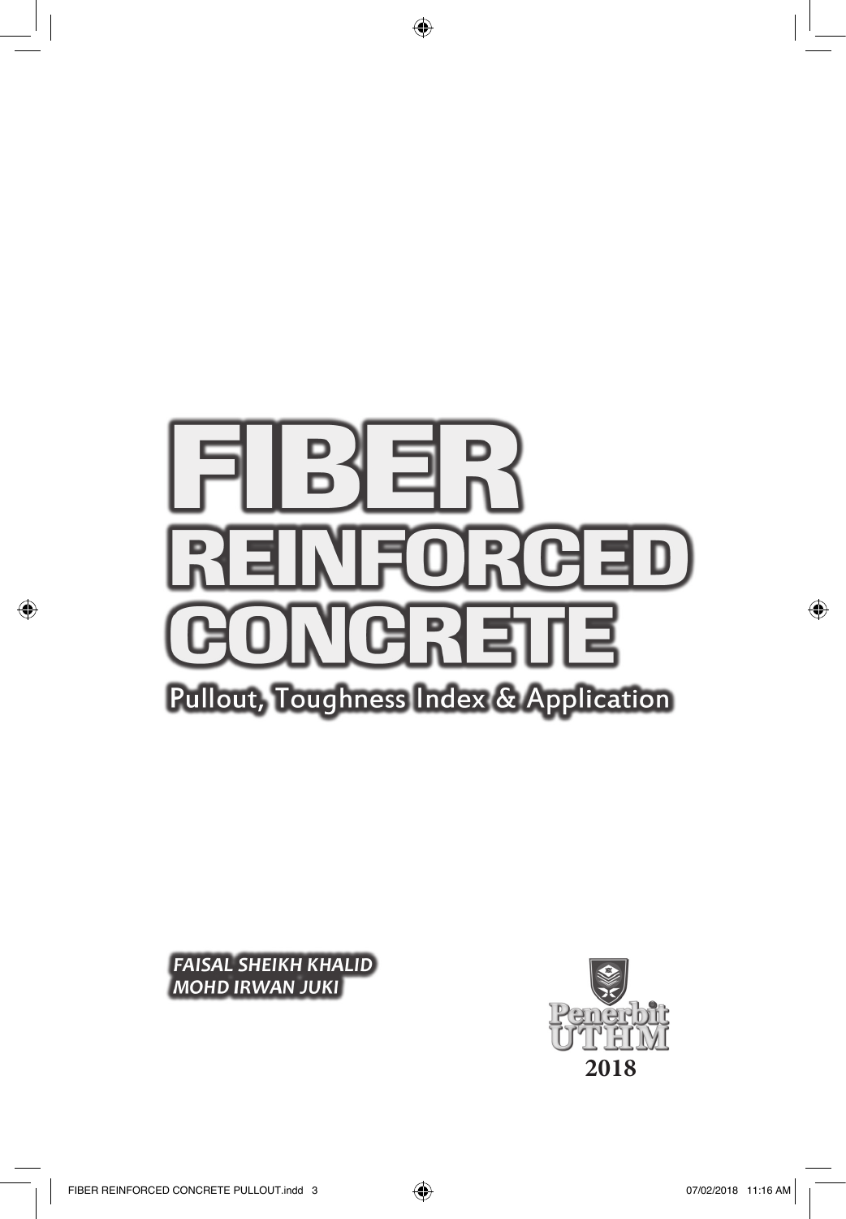# FIBER REINFORCED CONCRETE

## Pullout, Toughness Index & Application

***FAISAL SHEIKH KHALID***
***MOHD IRWAN JUKI***

Penerbit UTHM

**2018**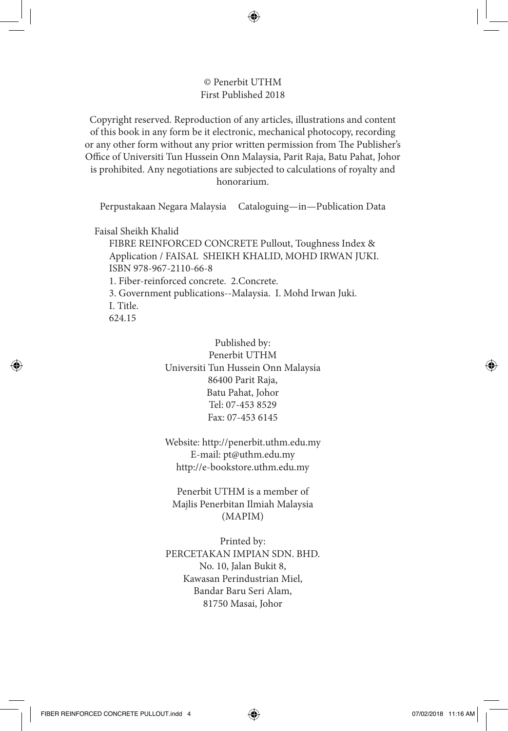© Penerbit UTHM
First Published 2018

Copyright reserved. Reproduction of any articles, illustrations and content of this book in any form be it electronic, mechanical photocopy, recording or any other form without any prior written permission from The Publisher's Office of Universiti Tun Hussein Onn Malaysia, Parit Raja, Batu Pahat, Johor is prohibited. Any negotiations are subjected to calculations of royalty and honorarium.

Perpustakaan Negara Malaysia     Cataloguing—in—Publication Data

Faisal Sheikh Khalid
FIBRE REINFORCED CONCRETE Pullout, Toughness Index & Application / FAISAL SHEIKH KHALID, MOHD IRWAN JUKI.
ISBN 978-967-2110-66-8
1. Fiber-reinforced concrete. 2.Concrete.
3. Government publications--Malaysia. I. Mohd Irwan Juki.
I. Title.
624.15

Published by:
Penerbit UTHM
Universiti Tun Hussein Onn Malaysia
86400 Parit Raja,
Batu Pahat, Johor
Tel: 07-453 8529
Fax: 07-453 6145

Website: http://penerbit.uthm.edu.my
E-mail: pt@uthm.edu.my
http://e-bookstore.uthm.edu.my

Penerbit UTHM is a member of
Majlis Penerbitan Ilmiah Malaysia
(MAPIM)

Printed by:
PERCETAKAN IMPIAN SDN. BHD.
No. 10, Jalan Bukit 8,
Kawasan Perindustrian Miel,
Bandar Baru Seri Alam,
81750 Masai, Johor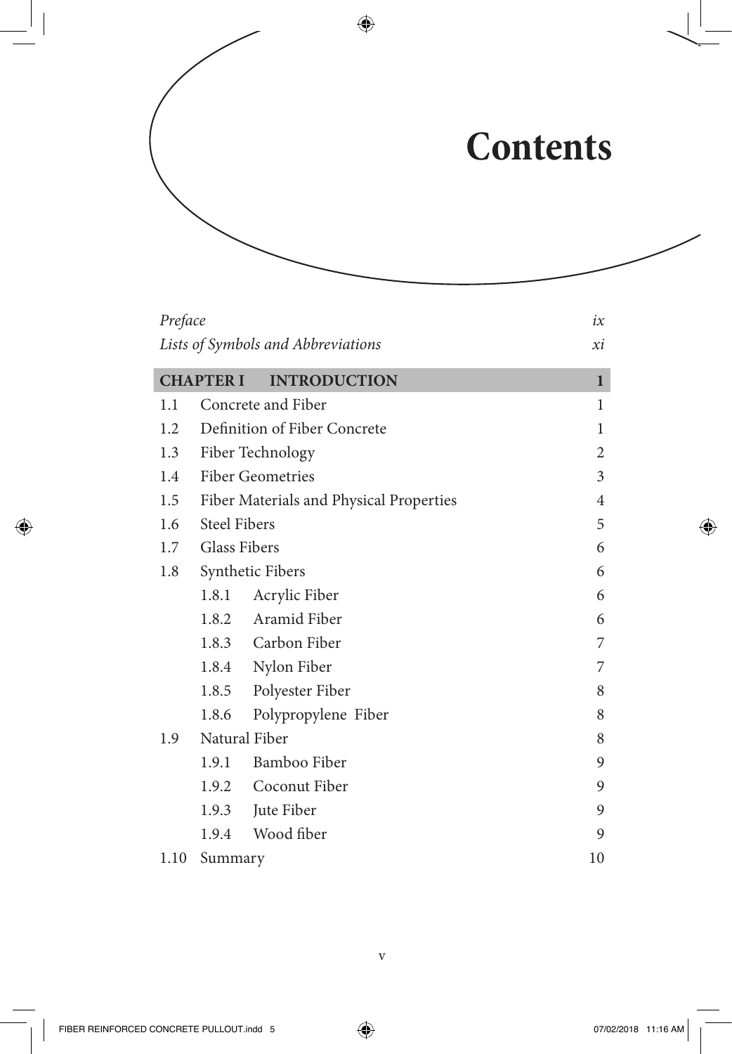# Contents

| | | |
|---|---|---|
| *Preface* | | *ix* |
| *Lists of Symbols and Abbreviations* | | *xi* |
| **CHAPTER I** | **INTRODUCTION** | **1** |
| 1.1 | Concrete and Fiber | 1 |
| 1.2 | Definition of Fiber Concrete | 1 |
| 1.3 | Fiber Technology | 2 |
| 1.4 | Fiber Geometries | 3 |
| 1.5 | Fiber Materials and Physical Properties | 4 |
| 1.6 | Steel Fibers | 5 |
| 1.7 | Glass Fibers | 6 |
| 1.8 | Synthetic Fibers | 6 |
| | 1.8.1 Acrylic Fiber | 6 |
| | 1.8.2 Aramid Fiber | 6 |
| | 1.8.3 Carbon Fiber | 7 |
| | 1.8.4 Nylon Fiber | 7 |
| | 1.8.5 Polyester Fiber | 8 |
| | 1.8.6 Polypropylene Fiber | 8 |
| 1.9 | Natural Fiber | 8 |
| | 1.9.1 Bamboo Fiber | 9 |
| | 1.9.2 Coconut Fiber | 9 |
| | 1.9.3 Jute Fiber | 9 |
| | 1.9.4 Wood fiber | 9 |
| 1.10 | Summary | 10 |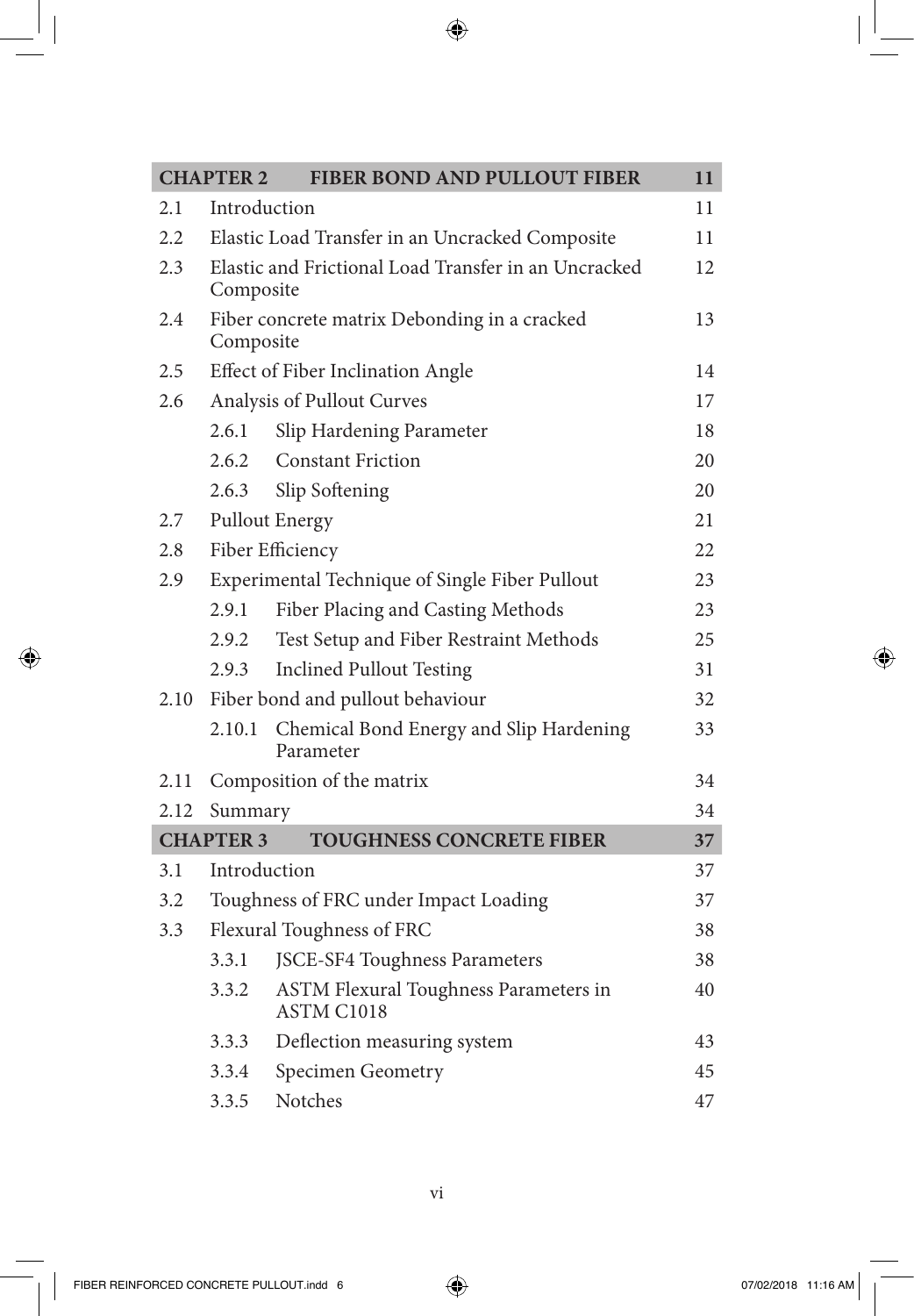| | | | |
|---|---|---|---|
| **CHAPTER 2** | | **FIBER BOND AND PULLOUT FIBER** | **11** |
| 2.1 | Introduction | | 11 |
| 2.2 | Elastic Load Transfer in an Uncracked Composite | | 11 |
| 2.3 | Elastic and Frictional Load Transfer in an Uncracked Composite | | 12 |
| 2.4 | Fiber concrete matrix Debonding in a cracked Composite | | 13 |
| 2.5 | Effect of Fiber Inclination Angle | | 14 |
| 2.6 | Analysis of Pullout Curves | | 17 |
| | 2.6.1 | Slip Hardening Parameter | 18 |
| | 2.6.2 | Constant Friction | 20 |
| | 2.6.3 | Slip Softening | 20 |
| 2.7 | Pullout Energy | | 21 |
| 2.8 | Fiber Efficiency | | 22 |
| 2.9 | Experimental Technique of Single Fiber Pullout | | 23 |
| | 2.9.1 | Fiber Placing and Casting Methods | 23 |
| | 2.9.2 | Test Setup and Fiber Restraint Methods | 25 |
| | 2.9.3 | Inclined Pullout Testing | 31 |
| 2.10 | Fiber bond and pullout behaviour | | 32 |
| | 2.10.1 | Chemical Bond Energy and Slip Hardening Parameter | 33 |
| 2.11 | Composition of the matrix | | 34 |
| 2.12 | Summary | | 34 |
| **CHAPTER 3** | | **TOUGHNESS CONCRETE FIBER** | **37** |
| 3.1 | Introduction | | 37 |
| 3.2 | Toughness of FRC under Impact Loading | | 37 |
| 3.3 | Flexural Toughness of FRC | | 38 |
| | 3.3.1 | JSCE-SF4 Toughness Parameters | 38 |
| | 3.3.2 | ASTM Flexural Toughness Parameters in ASTM C1018 | 40 |
| | 3.3.3 | Deflection measuring system | 43 |
| | 3.3.4 | Specimen Geometry | 45 |
| | 3.3.5 | Notches | 47 |